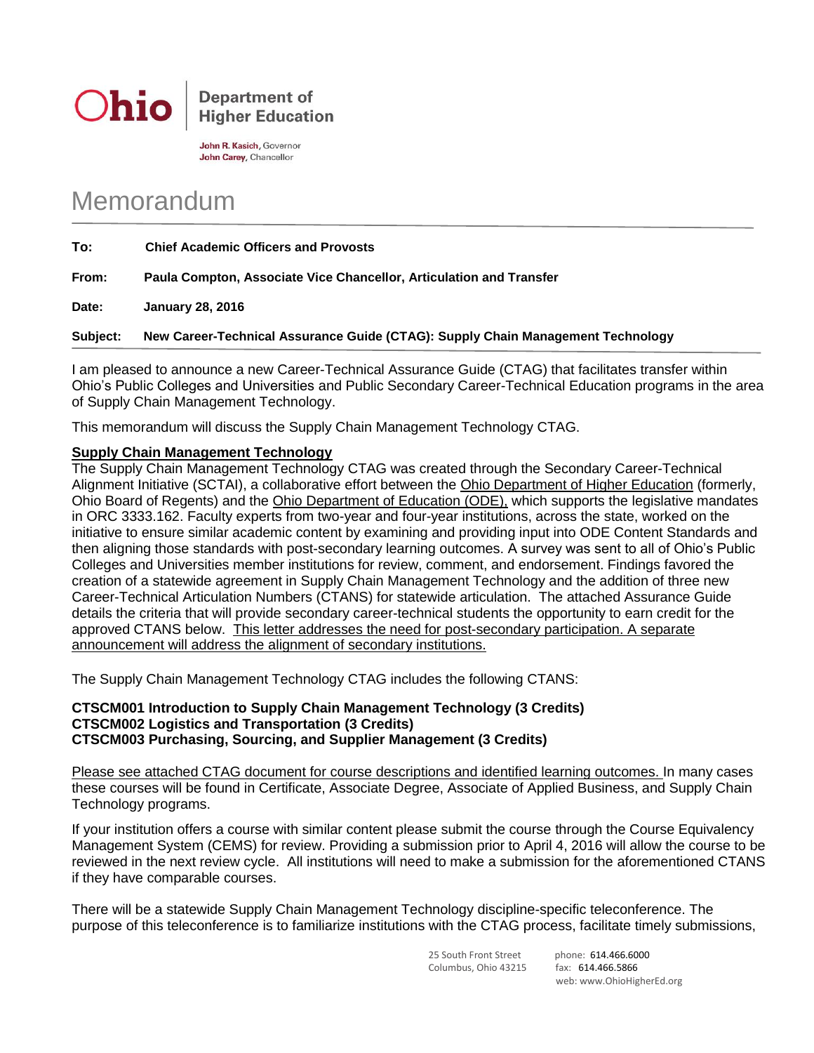Ohio | Department of Higher Education

**John R. Kasich**, Governor
**John Carey**, Chancellor

# Memorandum

**To:** **Chief Academic Officers and Provosts**

**From:** **Paula Compton, Associate Vice Chancellor, Articulation and Transfer**

**Date:** **January 28, 2016**

**Subject:** **New Career-Technical Assurance Guide (CTAG): Supply Chain Management Technology**

I am pleased to announce a new Career-Technical Assurance Guide (CTAG) that facilitates transfer within Ohio's Public Colleges and Universities and Public Secondary Career-Technical Education programs in the area of Supply Chain Management Technology.

This memorandum will discuss the Supply Chain Management Technology CTAG.

**Supply Chain Management Technology**

The Supply Chain Management Technology CTAG was created through the Secondary Career-Technical Alignment Initiative (SCTAI), a collaborative effort between the Ohio Department of Higher Education (formerly, Ohio Board of Regents) and the Ohio Department of Education (ODE), which supports the legislative mandates in ORC 3333.162. Faculty experts from two-year and four-year institutions, across the state, worked on the initiative to ensure similar academic content by examining and providing input into ODE Content Standards and then aligning those standards with post-secondary learning outcomes. A survey was sent to all of Ohio's Public Colleges and Universities member institutions for review, comment, and endorsement. Findings favored the creation of a statewide agreement in Supply Chain Management Technology and the addition of three new Career-Technical Articulation Numbers (CTANS) for statewide articulation. The attached Assurance Guide details the criteria that will provide secondary career-technical students the opportunity to earn credit for the approved CTANS below. This letter addresses the need for post-secondary participation. A separate announcement will address the alignment of secondary institutions.

The Supply Chain Management Technology CTAG includes the following CTANS:

**CTSCM001 Introduction to Supply Chain Management Technology (3 Credits)**
**CTSCM002 Logistics and Transportation (3 Credits)**
**CTSCM003 Purchasing, Sourcing, and Supplier Management (3 Credits)**

Please see attached CTAG document for course descriptions and identified learning outcomes. In many cases these courses will be found in Certificate, Associate Degree, Associate of Applied Business, and Supply Chain Technology programs.

If your institution offers a course with similar content please submit the course through the Course Equivalency Management System (CEMS) for review. Providing a submission prior to April 4, 2016 will allow the course to be reviewed in the next review cycle. All institutions will need to make a submission for the aforementioned CTANS if they have comparable courses.

There will be a statewide Supply Chain Management Technology discipline-specific teleconference. The purpose of this teleconference is to familiarize institutions with the CTAG process, facilitate timely submissions,

25 South Front Street
Columbus, Ohio 43215

phone: 614.466.6000
fax: 614.466.5866
web: www.OhioHigherEd.org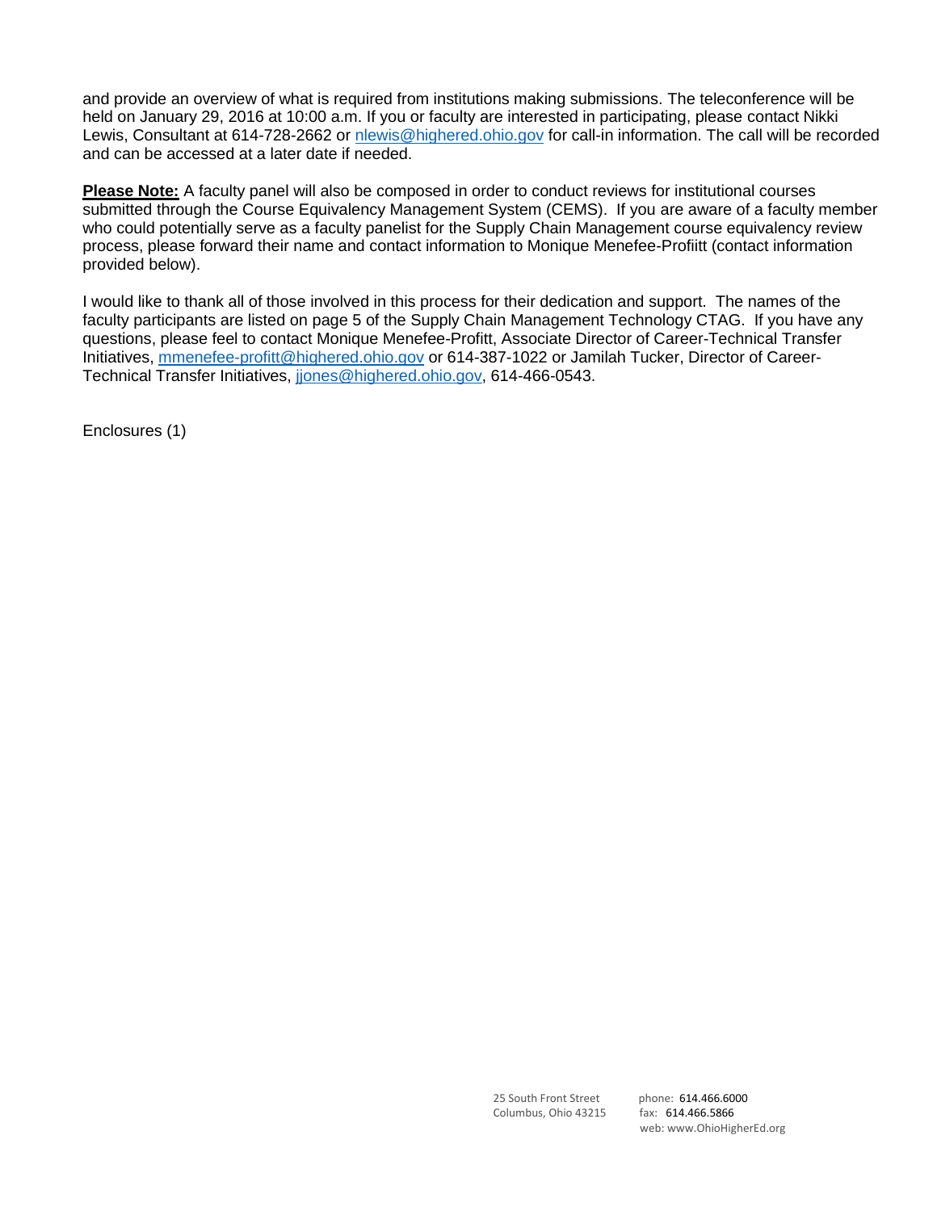and provide an overview of what is required from institutions making submissions. The teleconference will be held on January 29, 2016 at 10:00 a.m. If you or faculty are interested in participating, please contact Nikki Lewis, Consultant at 614-728-2662 or nlewis@highered.ohio.gov for call-in information. The call will be recorded and can be accessed at a later date if needed.

**Please Note:** A faculty panel will also be composed in order to conduct reviews for institutional courses submitted through the Course Equivalency Management System (CEMS). If you are aware of a faculty member who could potentially serve as a faculty panelist for the Supply Chain Management course equivalency review process, please forward their name and contact information to Monique Menefee-Profiitt (contact information provided below).

I would like to thank all of those involved in this process for their dedication and support. The names of the faculty participants are listed on page 5 of the Supply Chain Management Technology CTAG. If you have any questions, please feel to contact Monique Menefee-Profitt, Associate Director of Career-Technical Transfer Initiatives, mmenefee-profitt@highered.ohio.gov or 614-387-1022 or Jamilah Tucker, Director of Career-Technical Transfer Initiatives, jjones@highered.ohio.gov, 614-466-0543.

Enclosures (1)

25 South Front Street
Columbus, Ohio 43215

phone: 614.466.6000
fax: 614.466.5866
web: www.OhioHigherEd.org